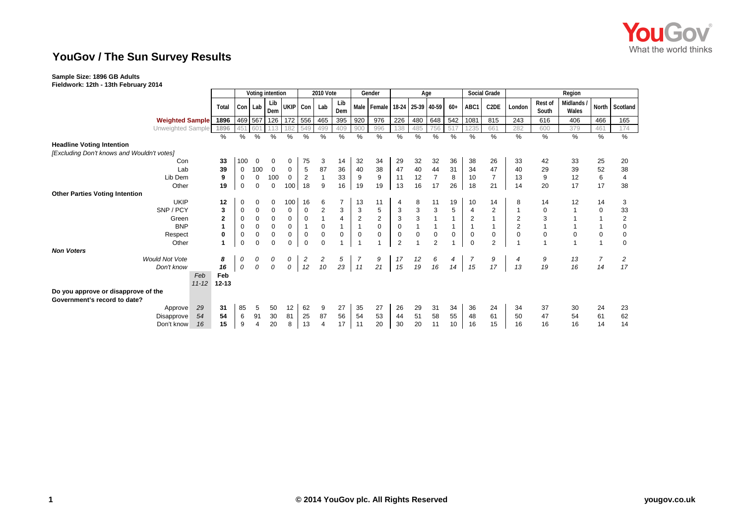# YouGov / The Sun Survey Results

**Sample Size: 1896 GB Adults**
**Fieldwork: 12th - 13th February 2014**

| | | Total | Voting intention | | | | 2010 Vote | | | Gender | | Age | | | | Social Grade | | Region | | | | |
|---|---|---|---|---|---|---|---|---|---|---|---|---|---|---|---|---|---|---|---|---|---|---|
| | | | Con | Lab | Lib Dem | UKIP | Con | Lab | Lib Dem | Male | Female | 18-24 | 25-39 | 40-59 | 60+ | ABC1 | C2DE | London | Rest of South | Midlands / Wales | North | Scotland |
| **Weighted Sample** | | 1896 | 469 | 567 | 126 | 172 | 556 | 465 | 395 | 920 | 976 | 226 | 480 | 648 | 542 | 1081 | 815 | 243 | 616 | 406 | 466 | 165 |
| Unweighted Sample | | 1896 | 451 | 601 | 113 | 182 | 549 | 499 | 409 | 900 | 996 | 138 | 485 | 756 | 517 | 1235 | 661 | 282 | 600 | 379 | 461 | 174 |
| | | % | % | % | % | % | % | % | % | % | % | % | % | % | % | % | % | % | % | % | % | % |
| **Headline Voting Intention** | | | | | | | | | | | | | | | | | | | | | | |
| *[Excluding Don't knows and Wouldn't votes]* | | | | | | | | | | | | | | | | | | | | | | |
| Con | | 33 | 100 | 0 | 0 | 0 | 75 | 3 | 14 | 32 | 34 | 29 | 32 | 32 | 36 | 38 | 26 | 33 | 42 | 33 | 25 | 20 |
| Lab | | 39 | 0 | 100 | 0 | 0 | 5 | 87 | 36 | 40 | 38 | 47 | 40 | 44 | 31 | 34 | 47 | 40 | 29 | 39 | 52 | 38 |
| Lib Dem | | 9 | 0 | 0 | 100 | 0 | 2 | 1 | 33 | 9 | 9 | 11 | 12 | 7 | 8 | 10 | 7 | 13 | 9 | 12 | 6 | 4 |
| Other | | 19 | 0 | 0 | 0 | 100 | 18 | 9 | 16 | 19 | 19 | 13 | 16 | 17 | 26 | 18 | 21 | 14 | 20 | 17 | 17 | 38 |
| **Other Parties Voting Intention** | | | | | | | | | | | | | | | | | | | | | | |
| UKIP | | 12 | 0 | 0 | 0 | 100 | 16 | 6 | 7 | 13 | 11 | 4 | 8 | 11 | 19 | 10 | 14 | 8 | 14 | 12 | 14 | 3 |
| SNP / PCY | | 3 | 0 | 0 | 0 | 0 | 0 | 2 | 3 | 3 | 5 | 3 | 3 | 3 | 5 | 4 | 2 | 1 | 0 | 1 | 0 | 33 |
| Green | | 2 | 0 | 0 | 0 | 0 | 0 | 1 | 4 | 2 | 2 | 3 | 3 | 1 | 1 | 2 | 1 | 2 | 3 | 1 | 1 | 2 |
| BNP | | 1 | 0 | 0 | 0 | 0 | 1 | 0 | 1 | 1 | 0 | 0 | 1 | 1 | 1 | 1 | 1 | 2 | 1 | 1 | 1 | 0 |
| Respect | | 0 | 0 | 0 | 0 | 0 | 0 | 0 | 0 | 0 | 0 | 0 | 0 | 0 | 0 | 0 | 0 | 0 | 0 | 0 | 0 | 0 |
| Other | | 1 | 0 | 0 | 0 | 0 | 0 | 0 | 1 | 1 | 1 | 2 | 1 | 2 | 1 | 0 | 2 | 1 | 1 | 1 | 1 | 0 |
| ***Non Voters*** | | | | | | | | | | | | | | | | | | | | | | |
| *Would Not Vote* | | *8* | *0* | *0* | *0* | *0* | *2* | *2* | *5* | *7* | *9* | *17* | *12* | *6* | *4* | *7* | *9* | *4* | *9* | *13* | *7* | *2* |
| *Don't know* | | *16* | *0* | *0* | *0* | *0* | *12* | *10* | *23* | *11* | *21* | *15* | *19* | *16* | *14* | *15* | *17* | *13* | *19* | *16* | *14* | *17* |
| | *Feb 11-12* | **Feb 12-13** | | | | | | | | | | | | | | | | | | | | |
| **Do you approve or disapprove of the Government's record to date?** | | | | | | | | | | | | | | | | | | | | | | |
| Approve | *29* | 31 | 85 | 5 | 50 | 12 | 62 | 9 | 27 | 35 | 27 | 26 | 29 | 31 | 34 | 36 | 24 | 34 | 37 | 30 | 24 | 23 |
| Disapprove | *54* | 54 | 6 | 91 | 30 | 81 | 25 | 87 | 56 | 54 | 53 | 44 | 51 | 58 | 55 | 48 | 61 | 50 | 47 | 54 | 61 | 62 |
| Don't know | *16* | 15 | 9 | 4 | 20 | 8 | 13 | 4 | 17 | 11 | 20 | 30 | 20 | 11 | 10 | 16 | 15 | 16 | 16 | 16 | 14 | 14 |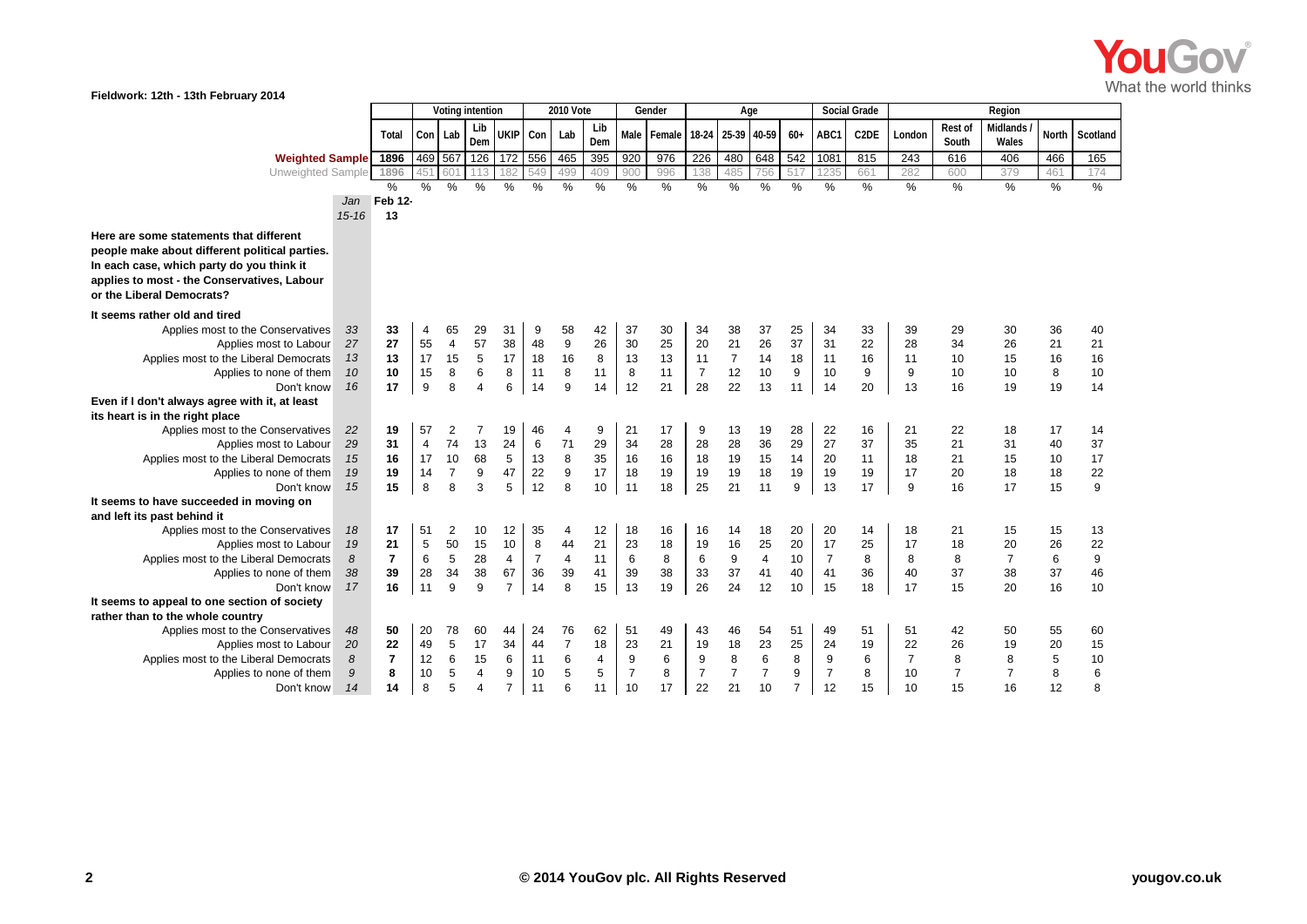Fieldwork: 12th - 13th February 2014

| | Jan 15-16 | Feb 12-13 Total | Voting intention | | | | 2010 Vote | | | Gender | | Age | | | | Social Grade | | Region | | | | |
|---|---|---|---|---|---|---|---|---|---|---|---|---|---|---|---|---|---|---|---|---|---|---|
| | | | Con | Lab | Lib Dem | UKIP | Con | Lab | Lib Dem | Male | Female | 18-24 | 25-39 | 40-59 | 60+ | ABC1 | C2DE | London | Rest of South | Midlands / Wales | North | Scotland |
| **Weighted Sample** | | 1896 | 469 | 567 | 126 | 172 | 556 | 465 | 395 | 920 | 976 | 226 | 480 | 648 | 542 | 1081 | 815 | 243 | 616 | 406 | 466 | 165 |
| Unweighted Sample | | 1896 | 451 | 601 | 113 | 182 | 549 | 499 | 409 | 900 | 996 | 138 | 485 | 756 | 517 | 1235 | 661 | 282 | 600 | 379 | 461 | 174 |
| | | % | % | % | % | % | % | % | % | % | % | % | % | % | % | % | % | % | % | % | % | % |
| **Here are some statements that different people make about different political parties. In each case, which party do you think it applies to most - the Conservatives, Labour or the Liberal Democrats?** | | | | | | | | | | | | | | | | | | | | | | |
| **It seems rather old and tired** | | | | | | | | | | | | | | | | | | | | | | |
| Applies most to the Conservatives | 33 | 33 | 4 | 65 | 29 | 31 | 9 | 58 | 42 | 37 | 30 | 34 | 38 | 37 | 25 | 34 | 33 | 39 | 29 | 30 | 36 | 40 |
| Applies most to Labour | 27 | 27 | 55 | 4 | 57 | 38 | 48 | 9 | 26 | 30 | 25 | 20 | 21 | 26 | 37 | 31 | 22 | 28 | 34 | 26 | 21 | 21 |
| Applies most to the Liberal Democrats | 13 | 13 | 17 | 15 | 5 | 17 | 18 | 16 | 8 | 13 | 13 | 11 | 7 | 14 | 18 | 11 | 16 | 11 | 10 | 15 | 16 | 16 |
| Applies to none of them | 10 | 10 | 15 | 8 | 6 | 8 | 11 | 8 | 11 | 8 | 11 | 7 | 12 | 10 | 9 | 10 | 9 | 9 | 10 | 10 | 8 | 10 |
| Don't know | 16 | 17 | 9 | 8 | 4 | 6 | 14 | 9 | 14 | 12 | 21 | 28 | 22 | 13 | 11 | 14 | 20 | 13 | 16 | 19 | 19 | 14 |
| **Even if I don't always agree with it, at least its heart is in the right place** | | | | | | | | | | | | | | | | | | | | | | |
| Applies most to the Conservatives | 22 | 19 | 57 | 2 | 7 | 19 | 46 | 4 | 9 | 21 | 17 | 9 | 13 | 19 | 28 | 22 | 16 | 21 | 22 | 18 | 17 | 14 |
| Applies most to Labour | 29 | 31 | 4 | 74 | 13 | 24 | 6 | 71 | 29 | 34 | 28 | 28 | 28 | 36 | 29 | 27 | 37 | 35 | 21 | 31 | 40 | 37 |
| Applies most to the Liberal Democrats | 15 | 16 | 17 | 10 | 68 | 5 | 13 | 8 | 35 | 16 | 16 | 18 | 19 | 15 | 14 | 20 | 11 | 18 | 21 | 15 | 10 | 17 |
| Applies to none of them | 19 | 19 | 14 | 7 | 9 | 47 | 22 | 9 | 17 | 18 | 19 | 19 | 19 | 18 | 19 | 19 | 19 | 17 | 20 | 18 | 18 | 22 |
| Don't know | 15 | 15 | 8 | 8 | 3 | 5 | 12 | 8 | 10 | 11 | 18 | 25 | 21 | 11 | 9 | 13 | 17 | 9 | 16 | 17 | 15 | 9 |
| **It seems to have succeeded in moving on and left its past behind it** | | | | | | | | | | | | | | | | | | | | | | |
| Applies most to the Conservatives | 18 | 17 | 51 | 2 | 10 | 12 | 35 | 4 | 12 | 18 | 16 | 16 | 14 | 18 | 20 | 20 | 14 | 18 | 21 | 15 | 15 | 13 |
| Applies most to Labour | 19 | 21 | 5 | 50 | 15 | 10 | 8 | 44 | 21 | 23 | 18 | 19 | 16 | 25 | 20 | 17 | 25 | 17 | 18 | 20 | 26 | 22 |
| Applies most to the Liberal Democrats | 8 | 7 | 6 | 5 | 28 | 4 | 7 | 4 | 11 | 6 | 8 | 6 | 9 | 4 | 10 | 7 | 8 | 8 | 8 | 7 | 6 | 9 |
| Applies to none of them | 38 | 39 | 28 | 34 | 38 | 67 | 36 | 39 | 41 | 39 | 38 | 33 | 37 | 41 | 40 | 41 | 36 | 40 | 37 | 38 | 37 | 46 |
| Don't know | 17 | 16 | 11 | 9 | 9 | 7 | 14 | 8 | 15 | 13 | 19 | 26 | 24 | 12 | 10 | 15 | 18 | 17 | 15 | 20 | 16 | 10 |
| **It seems to appeal to one section of society rather than to the whole country** | | | | | | | | | | | | | | | | | | | | | | |
| Applies most to the Conservatives | 48 | 50 | 20 | 78 | 60 | 44 | 24 | 76 | 62 | 51 | 49 | 43 | 46 | 54 | 51 | 49 | 51 | 51 | 42 | 50 | 55 | 60 |
| Applies most to Labour | 20 | 22 | 49 | 5 | 17 | 34 | 44 | 7 | 18 | 23 | 21 | 19 | 18 | 23 | 25 | 24 | 19 | 22 | 26 | 19 | 20 | 15 |
| Applies most to the Liberal Democrats | 8 | 7 | 12 | 6 | 15 | 6 | 11 | 6 | 4 | 9 | 6 | 9 | 8 | 6 | 8 | 9 | 6 | 7 | 8 | 8 | 5 | 10 |
| Applies to none of them | 9 | 8 | 10 | 5 | 4 | 9 | 10 | 5 | 5 | 7 | 8 | 7 | 7 | 7 | 9 | 7 | 8 | 10 | 7 | 7 | 8 | 6 |
| Don't know | 14 | 14 | 8 | 5 | 4 | 7 | 11 | 6 | 11 | 10 | 17 | 22 | 21 | 10 | 7 | 12 | 15 | 10 | 15 | 16 | 12 | 8 |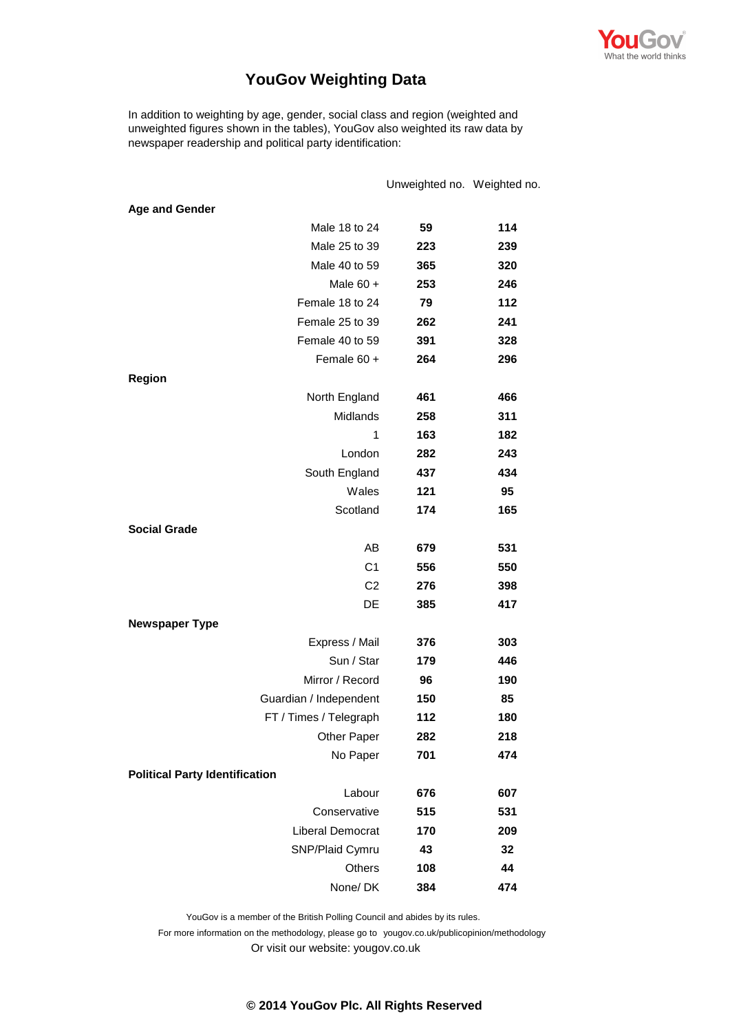# YouGov Weighting Data

In addition to weighting by age, gender, social class and region (weighted and unweighted figures shown in the tables), YouGov also weighted its raw data by newspaper readership and political party identification:

| | | Unweighted no. | Weighted no. |
|---|---|---|---|
| **Age and Gender** | | | |
| | Male 18 to 24 | **59** | **114** |
| | Male 25 to 39 | **223** | **239** |
| | Male 40 to 59 | **365** | **320** |
| | Male 60 + | **253** | **246** |
| | Female 18 to 24 | **79** | **112** |
| | Female 25 to 39 | **262** | **241** |
| | Female 40 to 59 | **391** | **328** |
| | Female 60 + | **264** | **296** |
| **Region** | | | |
| | North England | **461** | **466** |
| | Midlands | **258** | **311** |
| | 1 | **163** | **182** |
| | London | **282** | **243** |
| | South England | **437** | **434** |
| | Wales | **121** | **95** |
| | Scotland | **174** | **165** |
| **Social Grade** | | | |
| | AB | **679** | **531** |
| | C1 | **556** | **550** |
| | C2 | **276** | **398** |
| | DE | **385** | **417** |
| **Newspaper Type** | | | |
| | Express / Mail | **376** | **303** |
| | Sun / Star | **179** | **446** |
| | Mirror / Record | **96** | **190** |
| | Guardian / Independent | **150** | **85** |
| | FT / Times / Telegraph | **112** | **180** |
| | Other Paper | **282** | **218** |
| | No Paper | **701** | **474** |
| **Political Party Identification** | | | |
| | Labour | **676** | **607** |
| | Conservative | **515** | **531** |
| | Liberal Democrat | **170** | **209** |
| | SNP/Plaid Cymru | **43** | **32** |
| | Others | **108** | **44** |
| | None/ DK | **384** | **474** |

YouGov is a member of the British Polling Council and abides by its rules.

For more information on the methodology, please go to yougov.co.uk/publicopinion/methodology

Or visit our website: yougov.co.uk

**© 2014 YouGov Plc. All Rights Reserved**